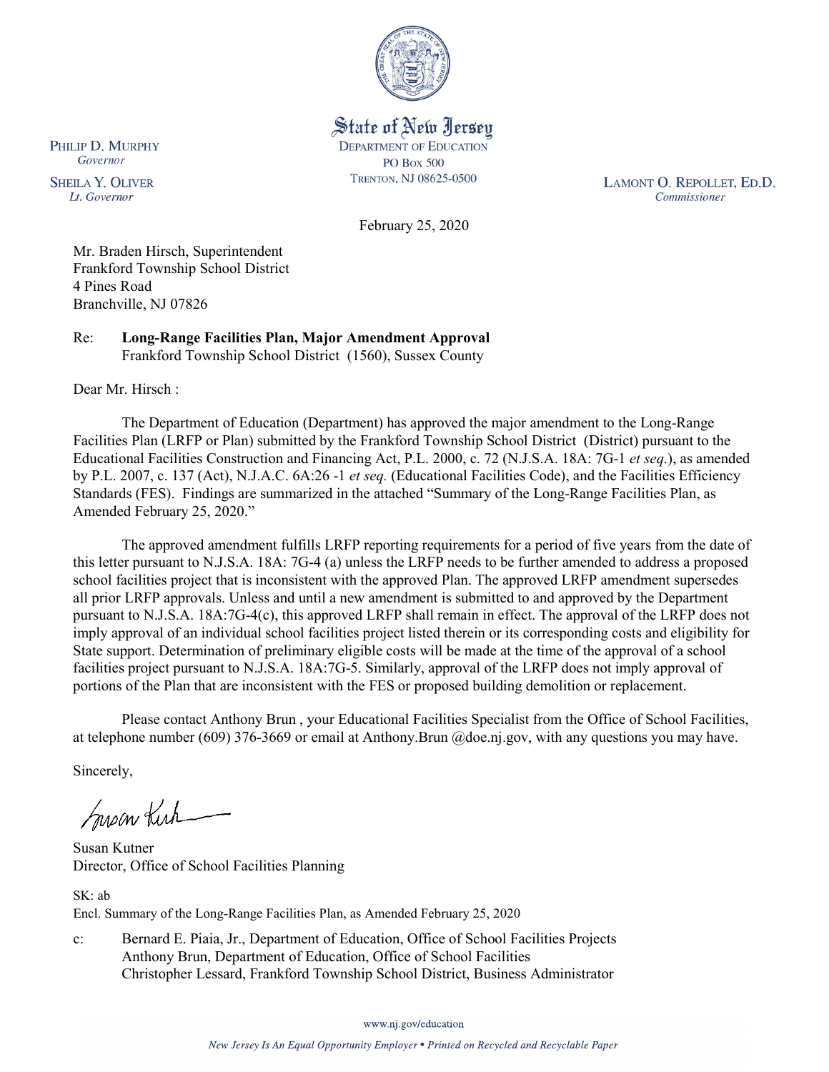State of New Jersey
DEPARTMENT OF EDUCATION
PO BOX 500
TRENTON, NJ 08625-0500

PHILIP D. MURPHY
*Governor*

SHEILA Y. OLIVER
*Lt. Governor*

LAMONT O. REPOLLET, ED.D.
*Commissioner*

February 25, 2020

Mr. Braden Hirsch, Superintendent
Frankford Township School District
4 Pines Road
Branchville, NJ 07826

Re: **Long-Range Facilities Plan, Major Amendment Approval**
Frankford Township School District (1560), Sussex County

Dear Mr. Hirsch :

The Department of Education (Department) has approved the major amendment to the Long-Range Facilities Plan (LRFP or Plan) submitted by the Frankford Township School District (District) pursuant to the Educational Facilities Construction and Financing Act, P.L. 2000, c. 72 (N.J.S.A. 18A: 7G-1 *et seq.*), as amended by P.L. 2007, c. 137 (Act), N.J.A.C. 6A:26 -1 *et seq.* (Educational Facilities Code), and the Facilities Efficiency Standards (FES). Findings are summarized in the attached "Summary of the Long-Range Facilities Plan, as Amended February 25, 2020."

The approved amendment fulfills LRFP reporting requirements for a period of five years from the date of this letter pursuant to N.J.S.A. 18A: 7G-4 (a) unless the LRFP needs to be further amended to address a proposed school facilities project that is inconsistent with the approved Plan. The approved LRFP amendment supersedes all prior LRFP approvals. Unless and until a new amendment is submitted to and approved by the Department pursuant to N.J.S.A. 18A:7G-4(c), this approved LRFP shall remain in effect. The approval of the LRFP does not imply approval of an individual school facilities project listed therein or its corresponding costs and eligibility for State support. Determination of preliminary eligible costs will be made at the time of the approval of a school facilities project pursuant to N.J.S.A. 18A:7G-5. Similarly, approval of the LRFP does not imply approval of portions of the Plan that are inconsistent with the FES or proposed building demolition or replacement.

Please contact Anthony Brun , your Educational Facilities Specialist from the Office of School Facilities, at telephone number (609) 376-3669 or email at Anthony.Brun @doe.nj.gov, with any questions you may have.

Sincerely,

Susan Kutner
Director, Office of School Facilities Planning

SK: ab
Encl. Summary of the Long-Range Facilities Plan, as Amended February 25, 2020

c: Bernard E. Piaia, Jr., Department of Education, Office of School Facilities Projects
Anthony Brun, Department of Education, Office of School Facilities
Christopher Lessard, Frankford Township School District, Business Administrator

www.nj.gov/education

*New Jersey Is An Equal Opportunity Employer • Printed on Recycled and Recyclable Paper*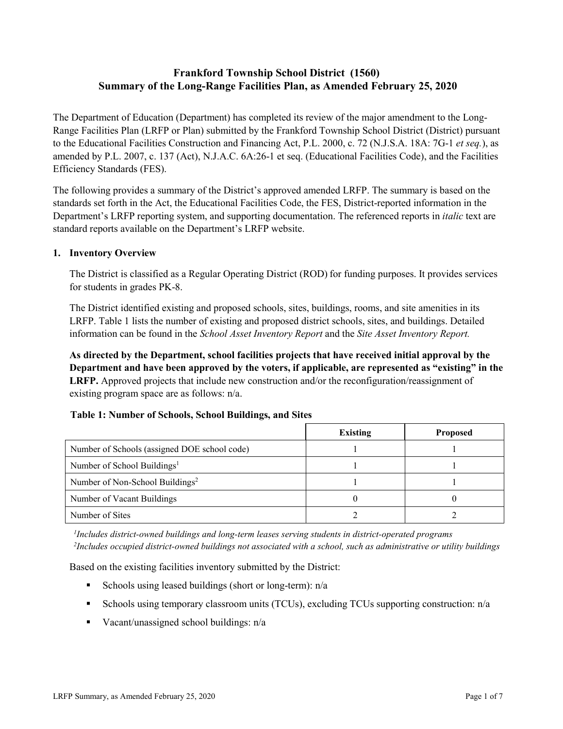# Frankford Township School District (1560)
# Summary of the Long-Range Facilities Plan, as Amended February 25, 2020

The Department of Education (Department) has completed its review of the major amendment to the Long-Range Facilities Plan (LRFP or Plan) submitted by the Frankford Township School District (District) pursuant to the Educational Facilities Construction and Financing Act, P.L. 2000, c. 72 (N.J.S.A. 18A: 7G-1 *et seq.*), as amended by P.L. 2007, c. 137 (Act), N.J.A.C. 6A:26-1 et seq. (Educational Facilities Code), and the Facilities Efficiency Standards (FES).

The following provides a summary of the District's approved amended LRFP. The summary is based on the standards set forth in the Act, the Educational Facilities Code, the FES, District-reported information in the Department's LRFP reporting system, and supporting documentation. The referenced reports in *italic* text are standard reports available on the Department's LRFP website.

## 1. Inventory Overview

The District is classified as a Regular Operating District (ROD) for funding purposes. It provides services for students in grades PK-8.

The District identified existing and proposed schools, sites, buildings, rooms, and site amenities in its LRFP. Table 1 lists the number of existing and proposed district schools, sites, and buildings. Detailed information can be found in the *School Asset Inventory Report* and the *Site Asset Inventory Report.*

**As directed by the Department, school facilities projects that have received initial approval by the Department and have been approved by the voters, if applicable, are represented as "existing" in the LRFP.** Approved projects that include new construction and/or the reconfiguration/reassignment of existing program space are as follows: n/a.

**Table 1: Number of Schools, School Buildings, and Sites**

| | Existing | Proposed |
|---|---|---|
| Number of Schools (assigned DOE school code) | 1 | 1 |
| Number of School Buildings[1] | 1 | 1 |
| Number of Non-School Buildings[2] | 1 | 1 |
| Number of Vacant Buildings | 0 | 0 |
| Number of Sites | 2 | 2 |

*[1]Includes district-owned buildings and long-term leases serving students in district-operated programs*
*[2]Includes occupied district-owned buildings not associated with a school, such as administrative or utility buildings*

Based on the existing facilities inventory submitted by the District:

- Schools using leased buildings (short or long-term): n/a
- Schools using temporary classroom units (TCUs), excluding TCUs supporting construction: n/a
- Vacant/unassigned school buildings: n/a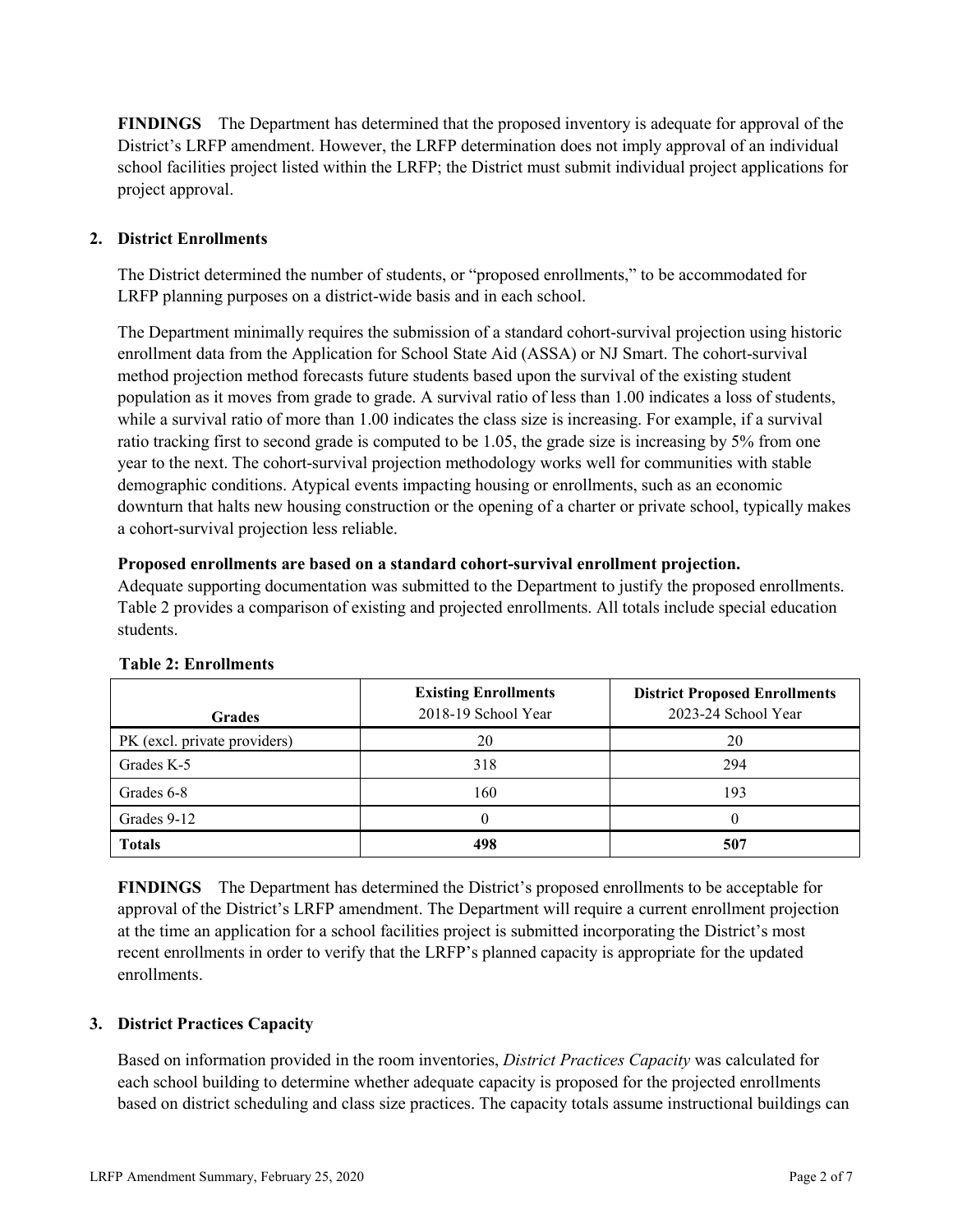**FINDINGS** The Department has determined that the proposed inventory is adequate for approval of the District's LRFP amendment. However, the LRFP determination does not imply approval of an individual school facilities project listed within the LRFP; the District must submit individual project applications for project approval.

## 2. District Enrollments

The District determined the number of students, or "proposed enrollments," to be accommodated for LRFP planning purposes on a district-wide basis and in each school.

The Department minimally requires the submission of a standard cohort-survival projection using historic enrollment data from the Application for School State Aid (ASSA) or NJ Smart. The cohort-survival method projection method forecasts future students based upon the survival of the existing student population as it moves from grade to grade. A survival ratio of less than 1.00 indicates a loss of students, while a survival ratio of more than 1.00 indicates the class size is increasing. For example, if a survival ratio tracking first to second grade is computed to be 1.05, the grade size is increasing by 5% from one year to the next. The cohort-survival projection methodology works well for communities with stable demographic conditions. Atypical events impacting housing or enrollments, such as an economic downturn that halts new housing construction or the opening of a charter or private school, typically makes a cohort-survival projection less reliable.

**Proposed enrollments are based on a standard cohort-survival enrollment projection.**
Adequate supporting documentation was submitted to the Department to justify the proposed enrollments. Table 2 provides a comparison of existing and projected enrollments. All totals include special education students.

**Table 2: Enrollments**

| Grades | **Existing Enrollments** 2018-19 School Year | **District Proposed Enrollments** 2023-24 School Year |
|---|---|---|
| PK (excl. private providers) | 20 | 20 |
| Grades K-5 | 318 | 294 |
| Grades 6-8 | 160 | 193 |
| Grades 9-12 | 0 | 0 |
| **Totals** | **498** | **507** |

**FINDINGS** The Department has determined the District's proposed enrollments to be acceptable for approval of the District's LRFP amendment. The Department will require a current enrollment projection at the time an application for a school facilities project is submitted incorporating the District's most recent enrollments in order to verify that the LRFP's planned capacity is appropriate for the updated enrollments.

## 3. District Practices Capacity

Based on information provided in the room inventories, *District Practices Capacity* was calculated for each school building to determine whether adequate capacity is proposed for the projected enrollments based on district scheduling and class size practices. The capacity totals assume instructional buildings can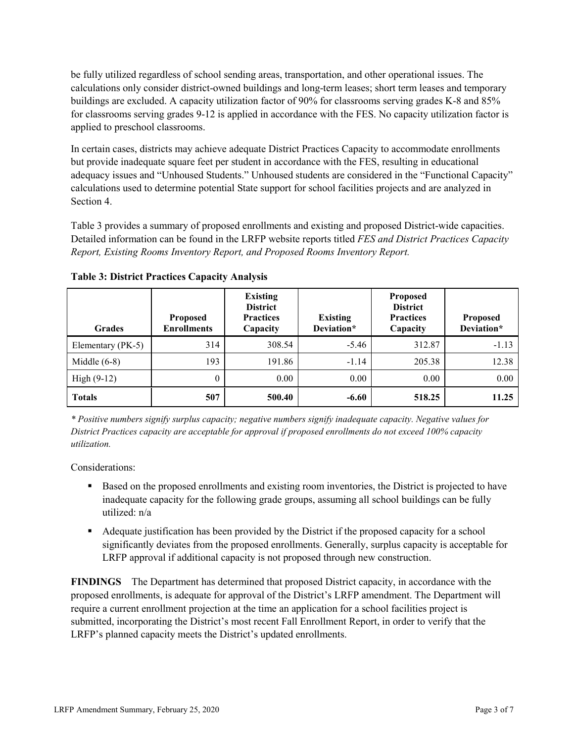be fully utilized regardless of school sending areas, transportation, and other operational issues. The calculations only consider district-owned buildings and long-term leases; short term leases and temporary buildings are excluded. A capacity utilization factor of 90% for classrooms serving grades K-8 and 85% for classrooms serving grades 9-12 is applied in accordance with the FES. No capacity utilization factor is applied to preschool classrooms.

In certain cases, districts may achieve adequate District Practices Capacity to accommodate enrollments but provide inadequate square feet per student in accordance with the FES, resulting in educational adequacy issues and "Unhoused Students." Unhoused students are considered in the "Functional Capacity" calculations used to determine potential State support for school facilities projects and are analyzed in Section 4.

Table 3 provides a summary of proposed enrollments and existing and proposed District-wide capacities. Detailed information can be found in the LRFP website reports titled *FES and District Practices Capacity Report, Existing Rooms Inventory Report, and Proposed Rooms Inventory Report.*

**Table 3: District Practices Capacity Analysis**

| Grades | Proposed Enrollments | Existing District Practices Capacity | Existing Deviation* | Proposed District Practices Capacity | Proposed Deviation* |
|---|---|---|---|---|---|
| Elementary (PK-5) | 314 | 308.54 | -5.46 | 312.87 | -1.13 |
| Middle (6-8) | 193 | 191.86 | -1.14 | 205.38 | 12.38 |
| High (9-12) | 0 | 0.00 | 0.00 | 0.00 | 0.00 |
| **Totals** | **507** | **500.40** | **-6.60** | **518.25** | **11.25** |

*\* Positive numbers signify surplus capacity; negative numbers signify inadequate capacity. Negative values for District Practices capacity are acceptable for approval if proposed enrollments do not exceed 100% capacity utilization.*

Considerations:

- Based on the proposed enrollments and existing room inventories, the District is projected to have inadequate capacity for the following grade groups, assuming all school buildings can be fully utilized: n/a
- Adequate justification has been provided by the District if the proposed capacity for a school significantly deviates from the proposed enrollments. Generally, surplus capacity is acceptable for LRFP approval if additional capacity is not proposed through new construction.

**FINDINGS** The Department has determined that proposed District capacity, in accordance with the proposed enrollments, is adequate for approval of the District's LRFP amendment. The Department will require a current enrollment projection at the time an application for a school facilities project is submitted, incorporating the District's most recent Fall Enrollment Report, in order to verify that the LRFP's planned capacity meets the District's updated enrollments.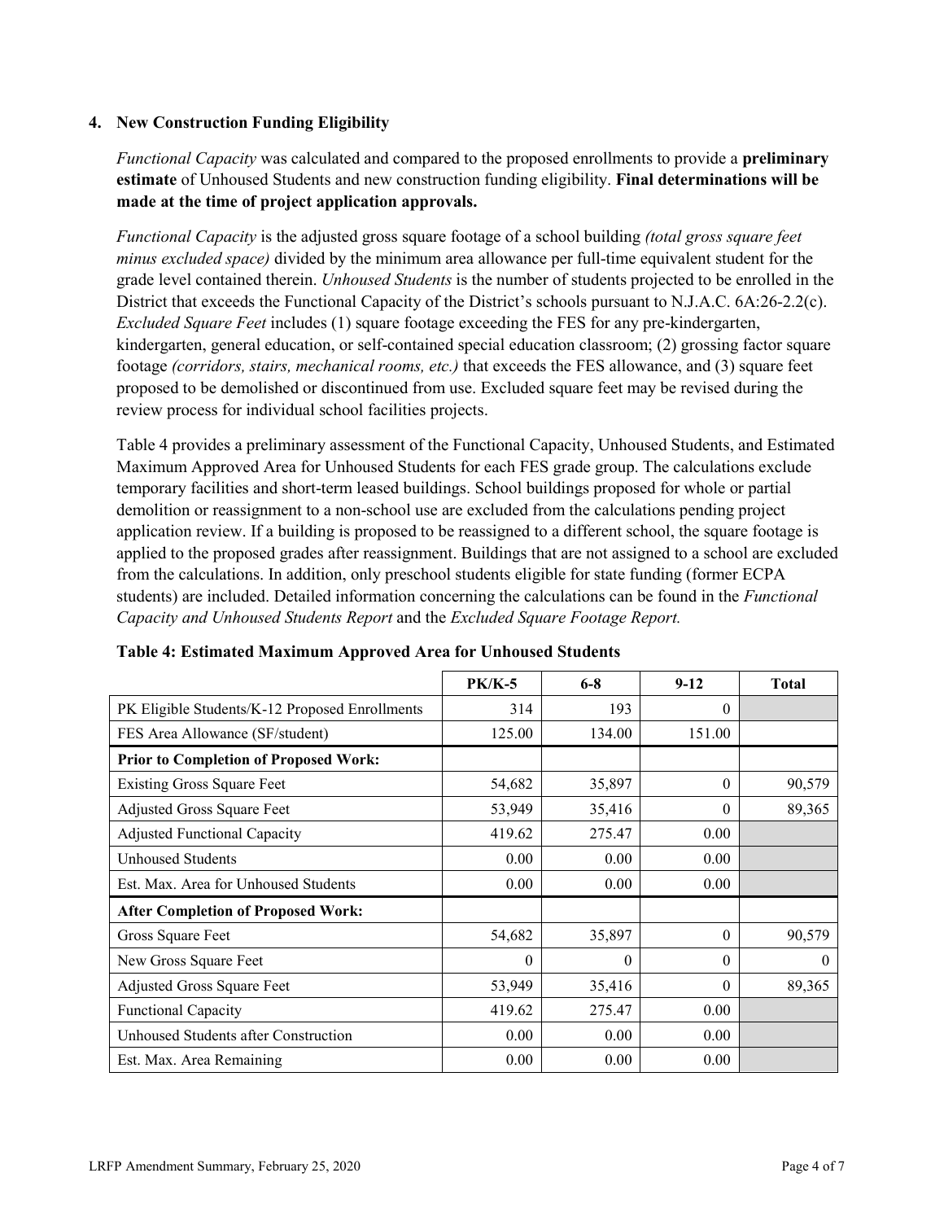### 4. New Construction Funding Eligibility

*Functional Capacity* was calculated and compared to the proposed enrollments to provide a **preliminary estimate** of Unhoused Students and new construction funding eligibility. **Final determinations will be made at the time of project application approvals.**

*Functional Capacity* is the adjusted gross square footage of a school building *(total gross square feet minus excluded space)* divided by the minimum area allowance per full-time equivalent student for the grade level contained therein. *Unhoused Students* is the number of students projected to be enrolled in the District that exceeds the Functional Capacity of the District's schools pursuant to N.J.A.C. 6A:26-2.2(c). *Excluded Square Feet* includes (1) square footage exceeding the FES for any pre-kindergarten, kindergarten, general education, or self-contained special education classroom; (2) grossing factor square footage *(corridors, stairs, mechanical rooms, etc.)* that exceeds the FES allowance, and (3) square feet proposed to be demolished or discontinued from use. Excluded square feet may be revised during the review process for individual school facilities projects.

Table 4 provides a preliminary assessment of the Functional Capacity, Unhoused Students, and Estimated Maximum Approved Area for Unhoused Students for each FES grade group. The calculations exclude temporary facilities and short-term leased buildings. School buildings proposed for whole or partial demolition or reassignment to a non-school use are excluded from the calculations pending project application review. If a building is proposed to be reassigned to a different school, the square footage is applied to the proposed grades after reassignment. Buildings that are not assigned to a school are excluded from the calculations. In addition, only preschool students eligible for state funding (former ECPA students) are included. Detailed information concerning the calculations can be found in the *Functional Capacity and Unhoused Students Report* and the *Excluded Square Footage Report.*

**Table 4: Estimated Maximum Approved Area for Unhoused Students**

| | PK/K-5 | 6-8 | 9-12 | Total |
|---|---|---|---|---|
| PK Eligible Students/K-12 Proposed Enrollments | 314 | 193 | 0 | |
| FES Area Allowance (SF/student) | 125.00 | 134.00 | 151.00 | |
| **Prior to Completion of Proposed Work:** | | | | |
| Existing Gross Square Feet | 54,682 | 35,897 | 0 | 90,579 |
| Adjusted Gross Square Feet | 53,949 | 35,416 | 0 | 89,365 |
| Adjusted Functional Capacity | 419.62 | 275.47 | 0.00 | |
| Unhoused Students | 0.00 | 0.00 | 0.00 | |
| Est. Max. Area for Unhoused Students | 0.00 | 0.00 | 0.00 | |
| **After Completion of Proposed Work:** | | | | |
| Gross Square Feet | 54,682 | 35,897 | 0 | 90,579 |
| New Gross Square Feet | 0 | 0 | 0 | 0 |
| Adjusted Gross Square Feet | 53,949 | 35,416 | 0 | 89,365 |
| Functional Capacity | 419.62 | 275.47 | 0.00 | |
| Unhoused Students after Construction | 0.00 | 0.00 | 0.00 | |
| Est. Max. Area Remaining | 0.00 | 0.00 | 0.00 | |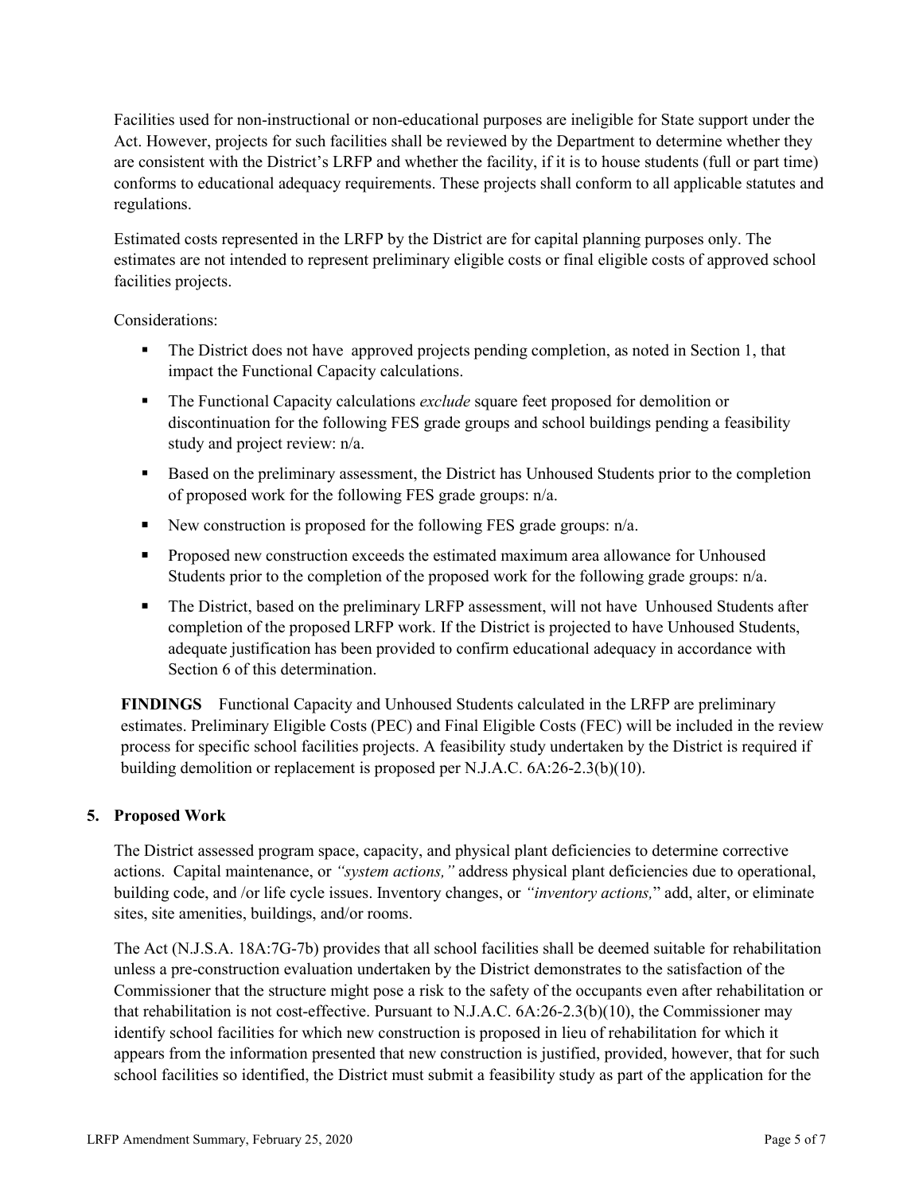Facilities used for non-instructional or non-educational purposes are ineligible for State support under the Act. However, projects for such facilities shall be reviewed by the Department to determine whether they are consistent with the District's LRFP and whether the facility, if it is to house students (full or part time) conforms to educational adequacy requirements. These projects shall conform to all applicable statutes and regulations.

Estimated costs represented in the LRFP by the District are for capital planning purposes only. The estimates are not intended to represent preliminary eligible costs or final eligible costs of approved school facilities projects.

Considerations:

- The District does not have approved projects pending completion, as noted in Section 1, that impact the Functional Capacity calculations.
- The Functional Capacity calculations *exclude* square feet proposed for demolition or discontinuation for the following FES grade groups and school buildings pending a feasibility study and project review: n/a.
- Based on the preliminary assessment, the District has Unhoused Students prior to the completion of proposed work for the following FES grade groups: n/a.
- New construction is proposed for the following FES grade groups: n/a.
- Proposed new construction exceeds the estimated maximum area allowance for Unhoused Students prior to the completion of the proposed work for the following grade groups: n/a.
- The District, based on the preliminary LRFP assessment, will not have Unhoused Students after completion of the proposed LRFP work. If the District is projected to have Unhoused Students, adequate justification has been provided to confirm educational adequacy in accordance with Section 6 of this determination.

**FINDINGS** Functional Capacity and Unhoused Students calculated in the LRFP are preliminary estimates. Preliminary Eligible Costs (PEC) and Final Eligible Costs (FEC) will be included in the review process for specific school facilities projects. A feasibility study undertaken by the District is required if building demolition or replacement is proposed per N.J.A.C. 6A:26-2.3(b)(10).

## 5. Proposed Work

The District assessed program space, capacity, and physical plant deficiencies to determine corrective actions. Capital maintenance, or *"system actions,"* address physical plant deficiencies due to operational, building code, and /or life cycle issues. Inventory changes, or *"inventory actions,"* add, alter, or eliminate sites, site amenities, buildings, and/or rooms.

The Act (N.J.S.A. 18A:7G-7b) provides that all school facilities shall be deemed suitable for rehabilitation unless a pre-construction evaluation undertaken by the District demonstrates to the satisfaction of the Commissioner that the structure might pose a risk to the safety of the occupants even after rehabilitation or that rehabilitation is not cost-effective. Pursuant to N.J.A.C. 6A:26-2.3(b)(10), the Commissioner may identify school facilities for which new construction is proposed in lieu of rehabilitation for which it appears from the information presented that new construction is justified, provided, however, that for such school facilities so identified, the District must submit a feasibility study as part of the application for the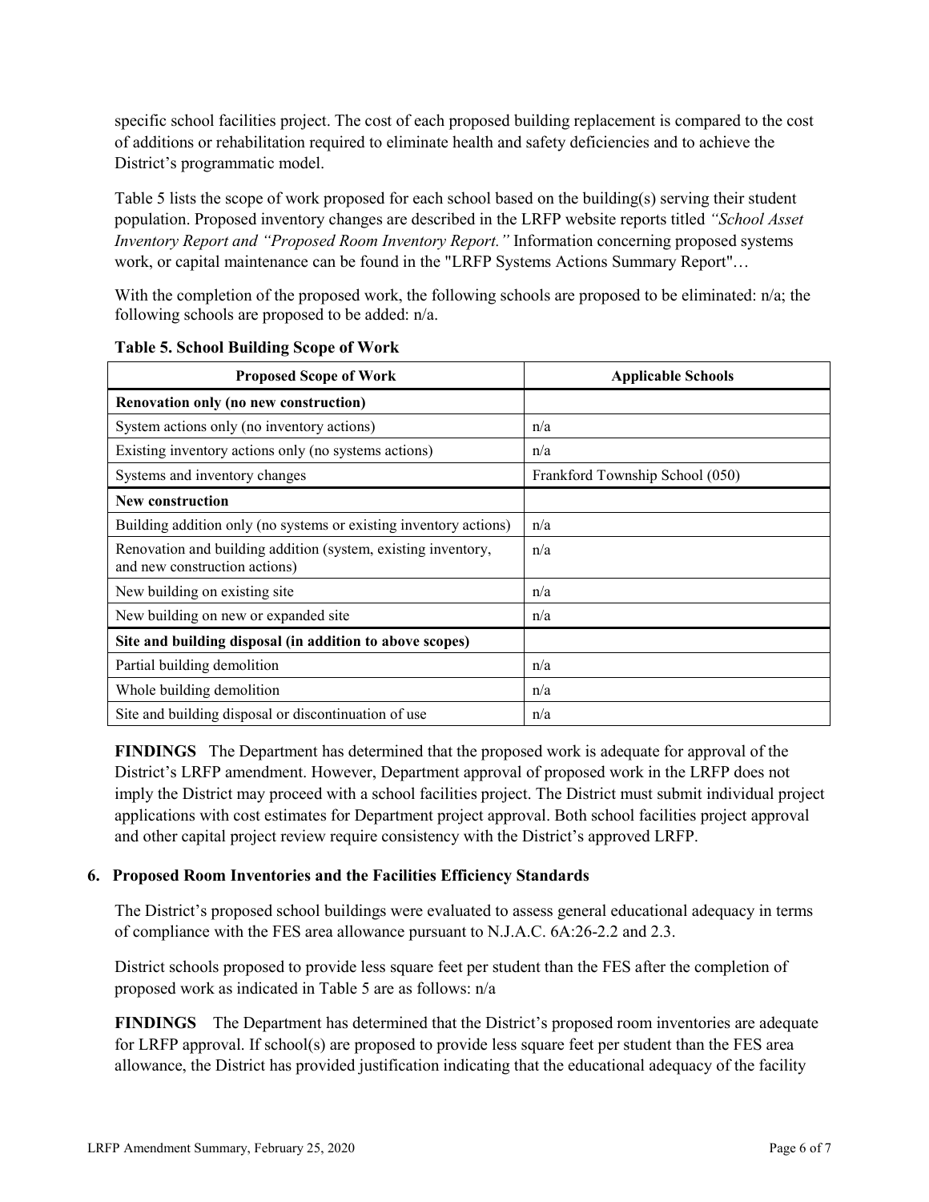specific school facilities project. The cost of each proposed building replacement is compared to the cost of additions or rehabilitation required to eliminate health and safety deficiencies and to achieve the District's programmatic model.

Table 5 lists the scope of work proposed for each school based on the building(s) serving their student population. Proposed inventory changes are described in the LRFP website reports titled *"School Asset Inventory Report and "Proposed Room Inventory Report."* Information concerning proposed systems work, or capital maintenance can be found in the "LRFP Systems Actions Summary Report"…

With the completion of the proposed work, the following schools are proposed to be eliminated: n/a; the following schools are proposed to be added: n/a.

**Table 5. School Building Scope of Work**

| Proposed Scope of Work | Applicable Schools |
|---|---|
| **Renovation only (no new construction)** | |
| System actions only (no inventory actions) | n/a |
| Existing inventory actions only (no systems actions) | n/a |
| Systems and inventory changes | Frankford Township School (050) |
| **New construction** | |
| Building addition only (no systems or existing inventory actions) | n/a |
| Renovation and building addition (system, existing inventory, and new construction actions) | n/a |
| New building on existing site | n/a |
| New building on new or expanded site | n/a |
| **Site and building disposal (in addition to above scopes)** | |
| Partial building demolition | n/a |
| Whole building demolition | n/a |
| Site and building disposal or discontinuation of use | n/a |

**FINDINGS** The Department has determined that the proposed work is adequate for approval of the District's LRFP amendment. However, Department approval of proposed work in the LRFP does not imply the District may proceed with a school facilities project. The District must submit individual project applications with cost estimates for Department project approval. Both school facilities project approval and other capital project review require consistency with the District's approved LRFP.

## 6. Proposed Room Inventories and the Facilities Efficiency Standards

The District's proposed school buildings were evaluated to assess general educational adequacy in terms of compliance with the FES area allowance pursuant to N.J.A.C. 6A:26-2.2 and 2.3.

District schools proposed to provide less square feet per student than the FES after the completion of proposed work as indicated in Table 5 are as follows: n/a

**FINDINGS** The Department has determined that the District's proposed room inventories are adequate for LRFP approval. If school(s) are proposed to provide less square feet per student than the FES area allowance, the District has provided justification indicating that the educational adequacy of the facility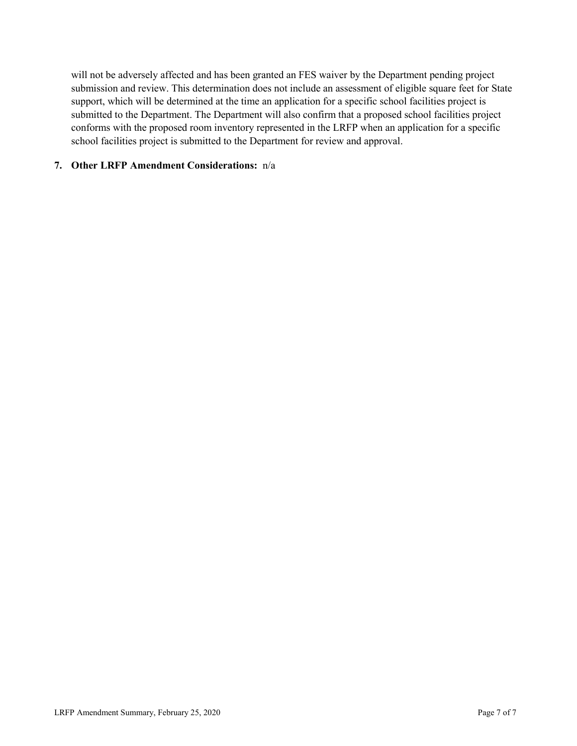will not be adversely affected and has been granted an FES waiver by the Department pending project submission and review. This determination does not include an assessment of eligible square feet for State support, which will be determined at the time an application for a specific school facilities project is submitted to the Department. The Department will also confirm that a proposed school facilities project conforms with the proposed room inventory represented in the LRFP when an application for a specific school facilities project is submitted to the Department for review and approval.

7. **Other LRFP Amendment Considerations:** n/a